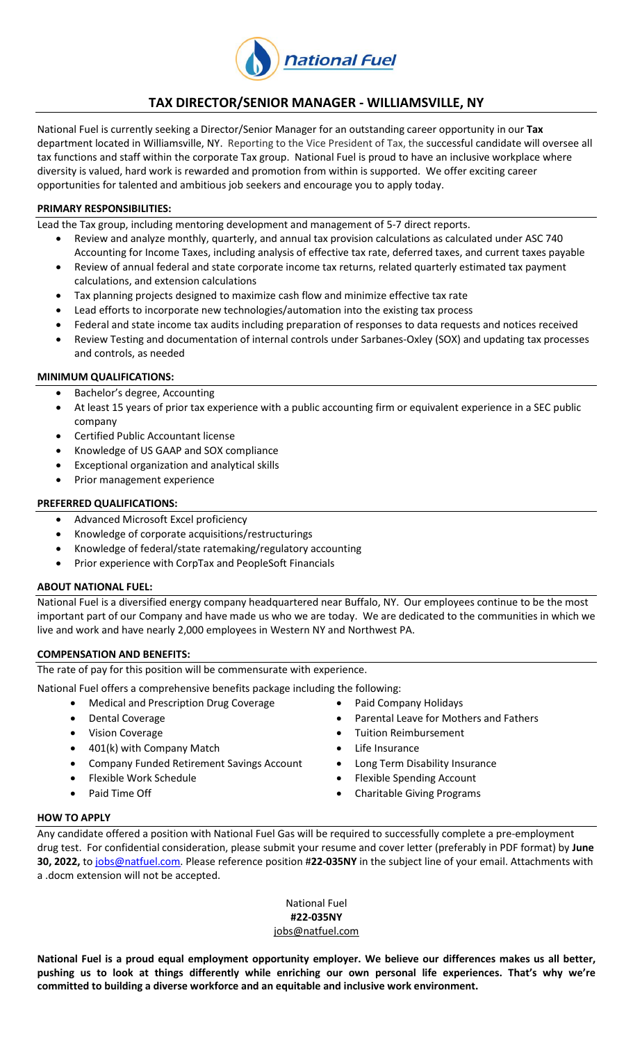# TAX DIRECTOR/SENIOR MANAGER - WILLIAMSVILLE, NY

National Fuel is currently seeking a Director/Senior Manager for an outstanding career opportunity in our **Tax** department located in Williamsville, NY. Reporting to the Vice President of Tax, the successful candidate will oversee all tax functions and staff within the corporate Tax group. National Fuel is proud to have an inclusive workplace where diversity is valued, hard work is rewarded and promotion from within is supported. We offer exciting career opportunities for talented and ambitious job seekers and encourage you to apply today.

## PRIMARY RESPONSIBILITIES:

Lead the Tax group, including mentoring development and management of 5-7 direct reports.

- Review and analyze monthly, quarterly, and annual tax provision calculations as calculated under ASC 740 Accounting for Income Taxes, including analysis of effective tax rate, deferred taxes, and current taxes payable
- Review of annual federal and state corporate income tax returns, related quarterly estimated tax payment calculations, and extension calculations
- Tax planning projects designed to maximize cash flow and minimize effective tax rate
- Lead efforts to incorporate new technologies/automation into the existing tax process
- Federal and state income tax audits including preparation of responses to data requests and notices received
- Review Testing and documentation of internal controls under Sarbanes-Oxley (SOX) and updating tax processes and controls, as needed

## MINIMUM QUALIFICATIONS:

- Bachelor's degree, Accounting
- At least 15 years of prior tax experience with a public accounting firm or equivalent experience in a SEC public company
- Certified Public Accountant license
- Knowledge of US GAAP and SOX compliance
- Exceptional organization and analytical skills
- Prior management experience

## PREFERRED QUALIFICATIONS:

- Advanced Microsoft Excel proficiency
- Knowledge of corporate acquisitions/restructurings
- Knowledge of federal/state ratemaking/regulatory accounting
- Prior experience with CorpTax and PeopleSoft Financials

## ABOUT NATIONAL FUEL:

National Fuel is a diversified energy company headquartered near Buffalo, NY. Our employees continue to be the most important part of our Company and have made us who we are today. We are dedicated to the communities in which we live and work and have nearly 2,000 employees in Western NY and Northwest PA.

## COMPENSATION AND BENEFITS:

The rate of pay for this position will be commensurate with experience.

National Fuel offers a comprehensive benefits package including the following:

- Medical and Prescription Drug Coverage
- Dental Coverage
- Vision Coverage
- 401(k) with Company Match
- Company Funded Retirement Savings Account
- Flexible Work Schedule
- Paid Time Off
- Paid Company Holidays
- Parental Leave for Mothers and Fathers
- Tuition Reimbursement
- Life Insurance
- Long Term Disability Insurance
- Flexible Spending Account
- Charitable Giving Programs

## HOW TO APPLY

Any candidate offered a position with National Fuel Gas will be required to successfully complete a pre-employment drug test. For confidential consideration, please submit your resume and cover letter (preferably in PDF format) by **June 30, 2022,** to jobs@natfuel.com. Please reference position #**22-035NY** in the subject line of your email. Attachments with a .docm extension will not be accepted.

National Fuel
**#22-035NY**
jobs@natfuel.com

**National Fuel is a proud equal employment opportunity employer. We believe our differences makes us all better, pushing us to look at things differently while enriching our own personal life experiences. That's why we're committed to building a diverse workforce and an equitable and inclusive work environment.**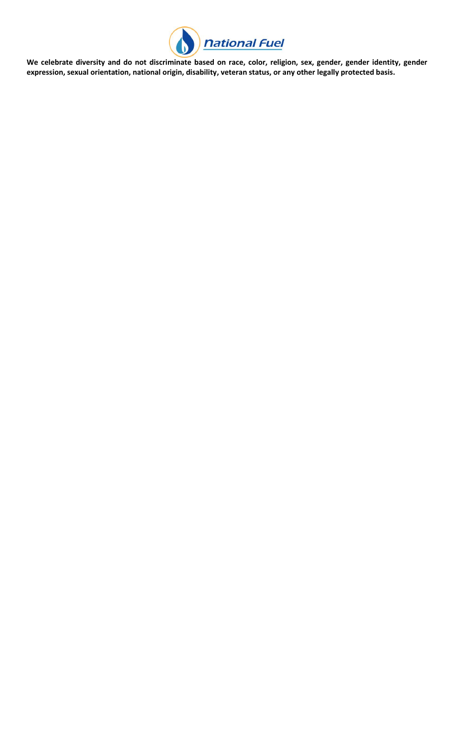**We celebrate diversity and do not discriminate based on race, color, religion, sex, gender, gender identity, gender expression, sexual orientation, national origin, disability, veteran status, or any other legally protected basis.**